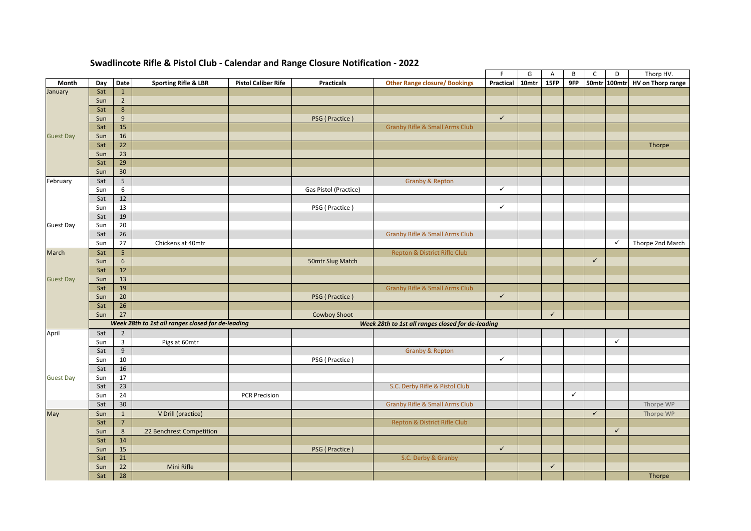## Swadlincote Rifle & Pistol Club - Calendar and Range Closure Notification - 2022

| | | | | | | | F | G | A | B | C | D | Thorp HV. |
|---|---|---|---|---|---|---|---|---|---|---|---|---|---|
| Month | Day | Date | Sporting Rifle & LBR | Pistol Caliber Rife | Practicals | Other Range closure/ Bookings | Practical | 10mtr | 15FP | 9FP | 50mtr | 100mtr | HV on Thorp range |
| January | Sat | 1 | | | | | | | | | | | |
| | Sun | 2 | | | | | | | | | | | |
| | Sat | 8 | | | | | | | | | | | |
| | Sun | 9 | | | PSG ( Practice ) | | ✓ | | | | | | |
| | Sat | 15 | | | | Granby Rifle & Small Arms Club | | | | | | | |
| Guest Day | Sun | 16 | | | | | | | | | | | |
| | Sat | 22 | | | | | | | | | | | Thorpe |
| | Sun | 23 | | | | | | | | | | | |
| | Sat | 29 | | | | | | | | | | | |
| | Sun | 30 | | | | | | | | | | | |
| February | Sat | 5 | | | | Granby & Repton | | | | | | | |
| | Sun | 6 | | | Gas Pistol (Practice) | | ✓ | | | | | | |
| | Sat | 12 | | | | | | | | | | | |
| | Sun | 13 | | | PSG ( Practice ) | | ✓ | | | | | | |
| | Sat | 19 | | | | | | | | | | | |
| Guest Day | Sun | 20 | | | | | | | | | | | |
| | Sat | 26 | | | | Granby Rifle & Small Arms Club | | | | | | | |
| | Sun | 27 | Chickens at 40mtr | | | | | | | | | ✓ | Thorpe 2nd March |
| March | Sat | 5 | | | | Repton & District Rifle Club | | | | | | | |
| | Sun | 6 | | | 50mtr Slug Match | | | | | | ✓ | | |
| | Sat | 12 | | | | | | | | | | | |
| Guest Day | Sun | 13 | | | | | | | | | | | |
| | Sat | 19 | | | | Granby Rifle & Small Arms Club | | | | | | | |
| | Sun | 20 | | | PSG ( Practice ) | | ✓ | | | | | | |
| | Sat | 26 | | | | | | | | | | | |
| | Sun | 27 | | | Cowboy Shoot | | | | ✓ | | | | |
| | | | *Week 28th to 1st all ranges closed for de-leading* | | | *Week 28th to 1st all ranges closed for de-leading* | | | | | | | |
| April | Sat | 2 | | | | | | | | | | | |
| | Sun | 3 | Pigs at 60mtr | | | | | | | | | ✓ | |
| | Sat | 9 | | | | Granby & Repton | | | | | | | |
| | Sun | 10 | | | PSG ( Practice ) | | ✓ | | | | | | |
| | Sat | 16 | | | | | | | | | | | |
| Guest Day | Sun | 17 | | | | | | | | | | | |
| | Sat | 23 | | | | S.C. Derby Rifle & Pistol Club | | | | | | | |
| | Sun | 24 | | PCR Precision | | | | | | ✓ | | | |
| | Sat | 30 | | | | Granby Rifle & Small Arms Club | | | | | | | Thorpe WP |
| May | Sun | 1 | V Drill (practice) | | | | | | | | ✓ | | Thorpe WP |
| | Sat | 7 | | | | Repton & District Rifle Club | | | | | | | |
| | Sun | 8 | .22 Benchrest Competition | | | | | | | | | ✓ | |
| | Sat | 14 | | | | | | | | | | | |
| | Sun | 15 | | | PSG ( Practice ) | | ✓ | | | | | | |
| | Sat | 21 | | | | S.C. Derby & Granby | | | | | | | |
| | Sun | 22 | Mini Rifle | | | | | | ✓ | | | | |
| | Sat | 28 | | | | | | | | | | | Thorpe |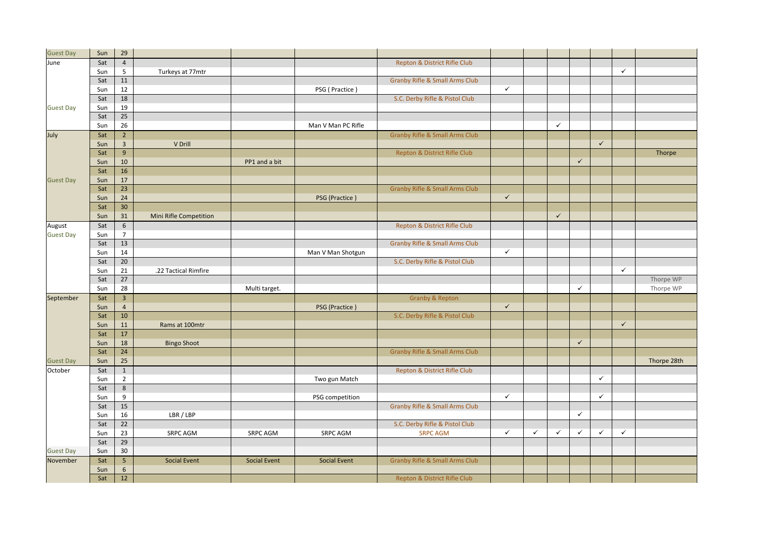| | | | | | | | | | | | | | |
|---|---|---|---|---|---|---|---|---|---|---|---|---|---|
| Guest Day | Sun | 29 | | | | | | | | | | | |
| June | Sat | 4 | | | | Repton & District Rifle Club | | | | | | | |
| | Sun | 5 | Turkeys at 77mtr | | | | | | | | | ✓ | |
| | Sat | 11 | | | | Granby Rifle & Small Arms Club | | | | | | | |
| | Sun | 12 | | | PSG ( Practice ) | | ✓ | | | | | | |
| | Sat | 18 | | | | S.C. Derby Rifle & Pistol Club | | | | | | | |
| Guest Day | Sun | 19 | | | | | | | | | | | |
| | Sat | 25 | | | | | | | | | | | |
| | Sun | 26 | | | Man V Man PC Rifle | | | | ✓ | | | | |
| July | Sat | 2 | | | | Granby Rifle & Small Arms Club | | | | | | | |
| | Sun | 3 | V Drill | | | | | | | | ✓ | | |
| | Sat | 9 | | | | Repton & District Rifle Club | | | | | | | Thorpe |
| | Sun | 10 | | PP1 and a bit | | | | | | ✓ | | | |
| | Sat | 16 | | | | | | | | | | | |
| Guest Day | Sun | 17 | | | | | | | | | | | |
| | Sat | 23 | | | | Granby Rifle & Small Arms Club | | | | | | | |
| | Sun | 24 | | | PSG (Practice ) | | ✓ | | | | | | |
| | Sat | 30 | | | | | | | | | | | |
| | Sun | 31 | Mini Rifle Competition | | | | | | ✓ | | | | |
| August | Sat | 6 | | | | Repton & District Rifle Club | | | | | | | |
| Guest Day | Sun | 7 | | | | | | | | | | | |
| | Sat | 13 | | | | Granby Rifle & Small Arms Club | | | | | | | |
| | Sun | 14 | | | Man V Man Shotgun | | ✓ | | | | | | |
| | Sat | 20 | | | | S.C. Derby Rifle & Pistol Club | | | | | | | |
| | Sun | 21 | .22 Tactical Rimfire | | | | | | | | | ✓ | |
| | Sat | 27 | | | | | | | | | | | Thorpe WP |
| | Sun | 28 | | Multi target. | | | | | | ✓ | | | Thorpe WP |
| September | Sat | 3 | | | | Granby & Repton | | | | | | | |
| | Sun | 4 | | | PSG (Practice ) | | ✓ | | | | | | |
| | Sat | 10 | | | | S.C. Derby Rifle & Pistol Club | | | | | | | |
| | Sun | 11 | Rams at 100mtr | | | | | | | | | ✓ | |
| | Sat | 17 | | | | | | | | | | | |
| | Sun | 18 | Bingo Shoot | | | | | | | ✓ | | | |
| | Sat | 24 | | | | Granby Rifle & Small Arms Club | | | | | | | |
| Guest Day | Sun | 25 | | | | | | | | | | | Thorpe 28th |
| October | Sat | 1 | | | | Repton & District Rifle Club | | | | | | | |
| | Sun | 2 | | | Two gun Match | | | | | | ✓ | | |
| | Sat | 8 | | | | | | | | | | | |
| | Sun | 9 | | | PSG competition | | ✓ | | | | ✓ | | |
| | Sat | 15 | | | | Granby Rifle & Small Arms Club | | | | | | | |
| | Sun | 16 | LBR / LBP | | | | | | | ✓ | | | |
| | Sat | 22 | | | | S.C. Derby Rifle & Pistol Club | | | | | | | |
| | Sun | 23 | SRPC AGM | SRPC AGM | SRPC AGM | SRPC AGM | ✓ | ✓ | ✓ | ✓ | ✓ | ✓ | |
| | Sat | 29 | | | | | | | | | | | |
| Guest Day | Sun | 30 | | | | | | | | | | | |
| November | Sat | 5 | Social Event | Social Event | Social Event | Granby Rifle & Small Arms Club | | | | | | | |
| | Sun | 6 | | | | | | | | | | | |
| | Sat | 12 | | | | Repton & District Rifle Club | | | | | | | |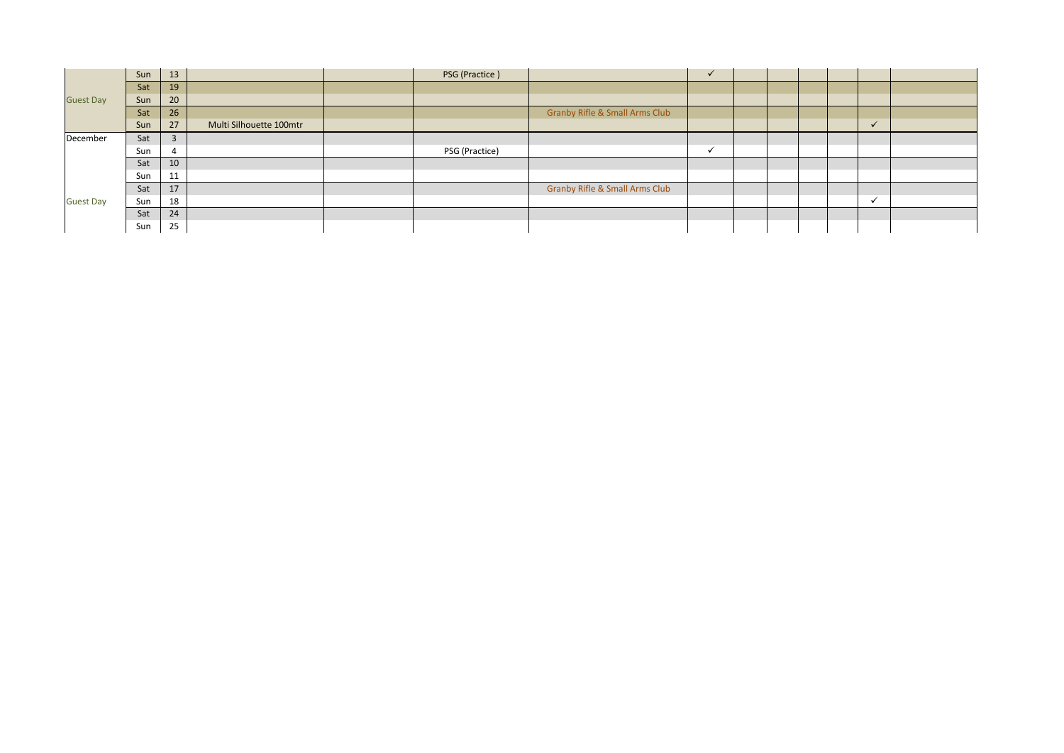| | | | | | | | | | | | | | |
|---|---|---|---|---|---|---|---|---|---|---|---|---|---|
| | Sun | 13 | | | PSG (Practice ) | | ✓ | | | | | | |
| | Sat | 19 | | | | | | | | | | | |
| Guest Day | Sun | 20 | | | | | | | | | | | |
| | Sat | 26 | | | | Granby Rifle & Small Arms Club | | | | | | | |
| | Sun | 27 | Multi Silhouette 100mtr | | | | | | | | | ✓ | |
| December | Sat | 3 | | | | | | | | | | | |
| | Sun | 4 | | | PSG (Practice) | | ✓ | | | | | | |
| | Sat | 10 | | | | | | | | | | | |
| | Sun | 11 | | | | | | | | | | | |
| | Sat | 17 | | | | Granby Rifle & Small Arms Club | | | | | | | |
| Guest Day | Sun | 18 | | | | | | | | | | ✓ | |
| | Sat | 24 | | | | | | | | | | | |
| | Sun | 25 | | | | | | | | | | | |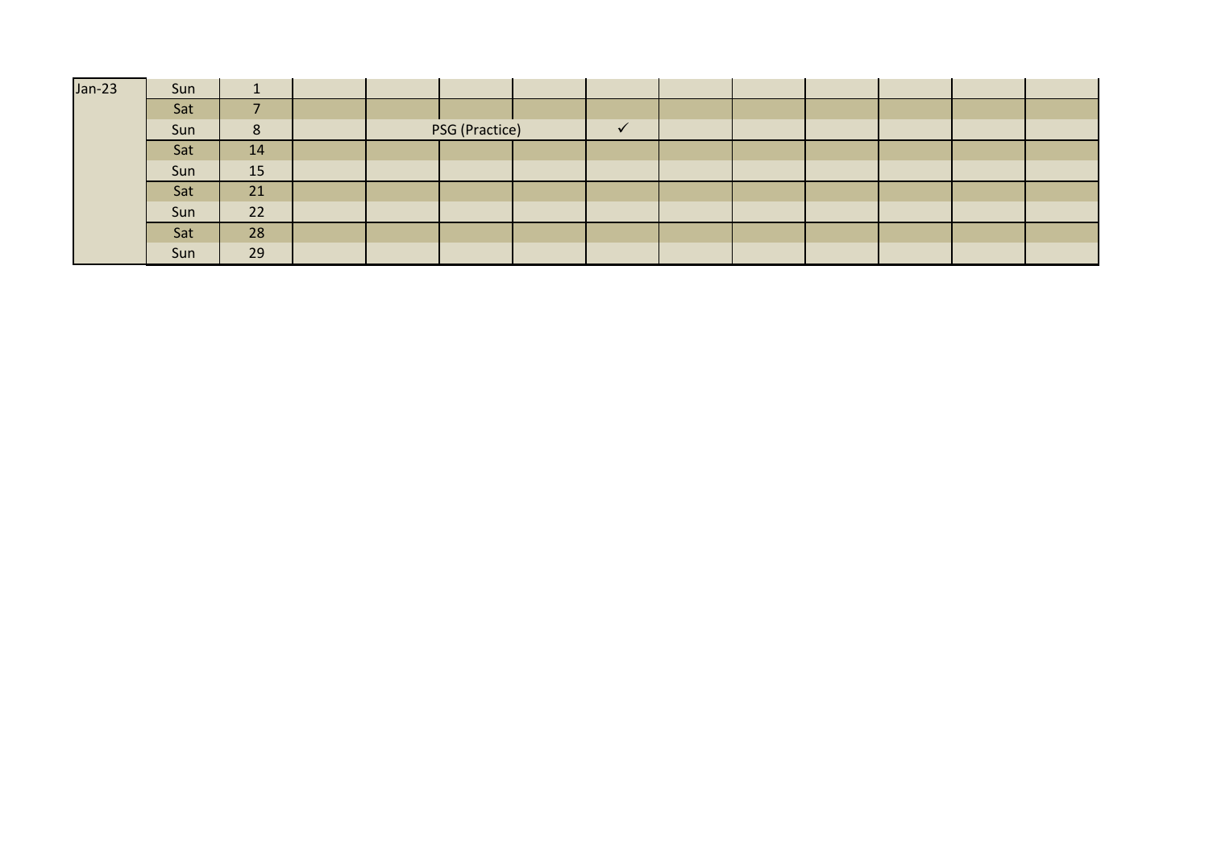| | | | | | | | | | | | | | |
|---|---|---|---|---|---|---|---|---|---|---|---|---|---|
| Jan-23 | Sun | 1 | | | | | | | | | | | |
| | Sat | 7 | | | | | | | | | | | |
| | Sun | 8 | | PSG (Practice) | | | ✓ | | | | | | |
| | Sat | 14 | | | | | | | | | | | |
| | Sun | 15 | | | | | | | | | | | |
| | Sat | 21 | | | | | | | | | | | |
| | Sun | 22 | | | | | | | | | | | |
| | Sat | 28 | | | | | | | | | | | |
| | Sun | 29 | | | | | | | | | | | |